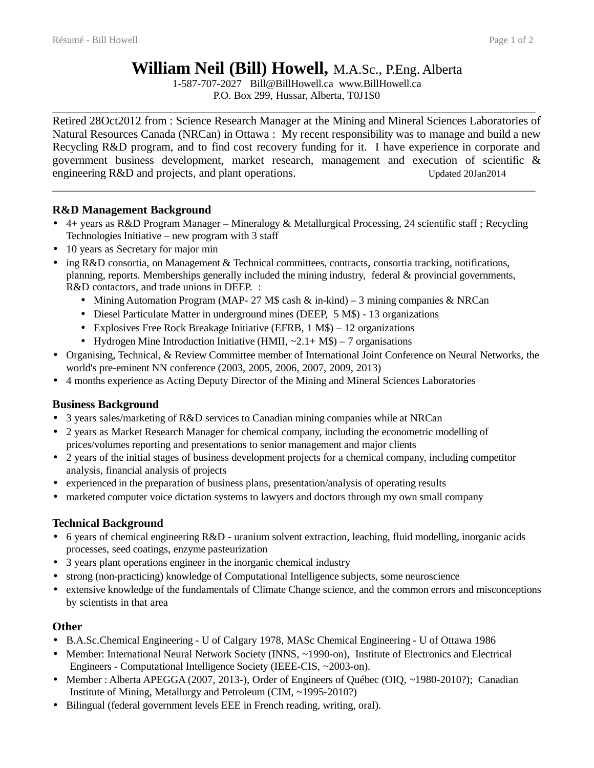# William Neil (Bill) Howell, M.A.Sc., P.Eng. Alberta

1-587-707-2027 Bill@BillHowell.ca www.BillHowell.ca
P.O. Box 299, Hussar, Alberta, T0J1S0

---

Retired 28Oct2012 from : Science Research Manager at the Mining and Mineral Sciences Laboratories of Natural Resources Canada (NRCan) in Ottawa : My recent responsibility was to manage and build a new Recycling R&D program, and to find cost recovery funding for it. I have experience in corporate and government business development, market research, management and execution of scientific & engineering R&D and projects, and plant operations. Updated 20Jan2014

---

## R&D Management Background

- 4+ years as R&D Program Manager – Mineralogy & Metallurgical Processing, 24 scientific staff ; Recycling Technologies Initiative – new program with 3 staff
- 10 years as Secretary for major min
- ing R&D consortia, on Management & Technical committees, contracts, consortia tracking, notifications, planning, reports. Memberships generally included the mining industry, federal & provincial governments, R&D contactors, and trade unions in DEEP. :
  - Mining Automation Program (MAP- 27 M$ cash & in-kind) – 3 mining companies & NRCan
  - Diesel Particulate Matter in underground mines (DEEP, 5 M$) - 13 organizations
  - Explosives Free Rock Breakage Initiative (EFRB, 1 M$) – 12 organizations
  - Hydrogen Mine Introduction Initiative (HMII, ~2.1+ M$) – 7 organisations
- Organising, Technical, & Review Committee member of International Joint Conference on Neural Networks, the world's pre-eminent NN conference (2003, 2005, 2006, 2007, 2009, 2013)
- 4 months experience as Acting Deputy Director of the Mining and Mineral Sciences Laboratories

## Business Background

- 3 years sales/marketing of R&D services to Canadian mining companies while at NRCan
- 2 years as Market Research Manager for chemical company, including the econometric modelling of prices/volumes reporting and presentations to senior management and major clients
- 2 years of the initial stages of business development projects for a chemical company, including competitor analysis, financial analysis of projects
- experienced in the preparation of business plans, presentation/analysis of operating results
- marketed computer voice dictation systems to lawyers and doctors through my own small company

## Technical Background

- 6 years of chemical engineering R&D - uranium solvent extraction, leaching, fluid modelling, inorganic acids processes, seed coatings, enzyme pasteurization
- 3 years plant operations engineer in the inorganic chemical industry
- strong (non-practicing) knowledge of Computational Intelligence subjects, some neuroscience
- extensive knowledge of the fundamentals of Climate Change science, and the common errors and misconceptions by scientists in that area

## Other

- B.A.Sc.Chemical Engineering - U of Calgary 1978, MASc Chemical Engineering - U of Ottawa 1986
- Member: International Neural Network Society (INNS, ~1990-on), Institute of Electronics and Electrical Engineers - Computational Intelligence Society (IEEE-CIS, ~2003-on).
- Member : Alberta APEGGA (2007, 2013-), Order of Engineers of Québec (OIQ, ~1980-2010?); Canadian Institute of Mining, Metallurgy and Petroleum (CIM, ~1995-2010?)
- Bilingual (federal government levels EEE in French reading, writing, oral).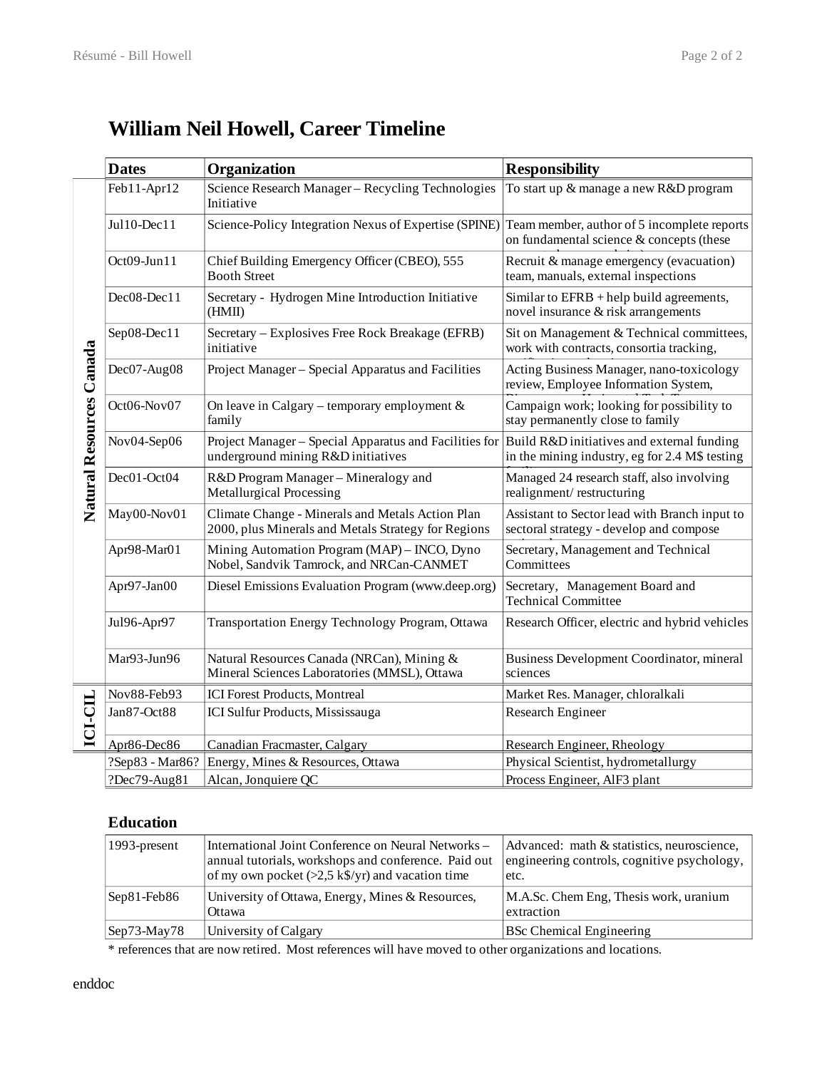# William Neil Howell, Career Timeline

| | Dates | Organization | Responsibility |
|---|---|---|---|
| Natural Resources Canada | Feb11-Apr12 | Science Research Manager – Recycling Technologies Initiative | To start up & manage a new R&D program |
| | Jul10-Dec11 | Science-Policy Integration Nexus of Expertise (SPINE) | Team member, author of 5 incomplete reports on fundamental science & concepts (these |
| | Oct09-Jun11 | Chief Building Emergency Officer (CBEO), 555 Booth Street | Recruit & manage emergency (evacuation) team, manuals, external inspections |
| | Dec08-Dec11 | Secretary - Hydrogen Mine Introduction Initiative (HMII) | Similar to EFRB + help build agreements, novel insurance & risk arrangements |
| | Sep08-Dec11 | Secretary – Explosives Free Rock Breakage (EFRB) initiative | Sit on Management & Technical committees, work with contracts, consortia tracking, |
| | Dec07-Aug08 | Project Manager – Special Apparatus and Facilities | Acting Business Manager, nano-toxicology review, Employee Information System, |
| | Oct06-Nov07 | On leave in Calgary – temporary employment & family | Campaign work; looking for possibility to stay permanently close to family |
| | Nov04-Sep06 | Project Manager – Special Apparatus and Facilities for underground mining R&D initiatives | Build R&D initiatives and external funding in the mining industry, eg for 2.4 M$ testing |
| | Dec01-Oct04 | R&D Program Manager – Mineralogy and Metallurgical Processing | Managed 24 research staff, also involving realignment/ restructuring |
| | May00-Nov01 | Climate Change - Minerals and Metals Action Plan 2000, plus Minerals and Metals Strategy for Regions | Assistant to Sector lead with Branch input to sectoral strategy - develop and compose |
| | Apr98-Mar01 | Mining Automation Program (MAP) – INCO, Dyno Nobel, Sandvik Tamrock, and NRCan-CANMET | Secretary, Management and Technical Committees |
| | Apr97-Jan00 | Diesel Emissions Evaluation Program (www.deep.org) | Secretary, Management Board and Technical Committee |
| | Jul96-Apr97 | Transportation Energy Technology Program, Ottawa | Research Officer, electric and hybrid vehicles |
| | Mar93-Jun96 | Natural Resources Canada (NRCan), Mining & Mineral Sciences Laboratories (MMSL), Ottawa | Business Development Coordinator, mineral sciences |
| ICI-CIL | Nov88-Feb93 | ICI Forest Products, Montreal | Market Res. Manager, chloralkali |
| | Jan87-Oct88 | ICI Sulfur Products, Mississauga | Research Engineer |
| | Apr86-Dec86 | Canadian Fracmaster, Calgary | Research Engineer, Rheology |
| | ?Sep83 - Mar86? | Energy, Mines & Resources, Ottawa | Physical Scientist, hydrometallurgy |
| | ?Dec79-Aug81 | Alcan, Jonquiere QC | Process Engineer, AlF3 plant |

### Education

| | | |
|---|---|---|
| 1993-present | International Joint Conference on Neural Networks – annual tutorials, workshops and conference. Paid out of my own pocket (>2,5 k$/yr) and vacation time | Advanced: math & statistics, neuroscience, engineering controls, cognitive psychology, etc. |
| Sep81-Feb86 | University of Ottawa, Energy, Mines & Resources, Ottawa | M.A.Sc. Chem Eng, Thesis work, uranium extraction |
| Sep73-May78 | University of Calgary | BSc Chemical Engineering |

* references that are now retired. Most references will have moved to other organizations and locations.

enddoc